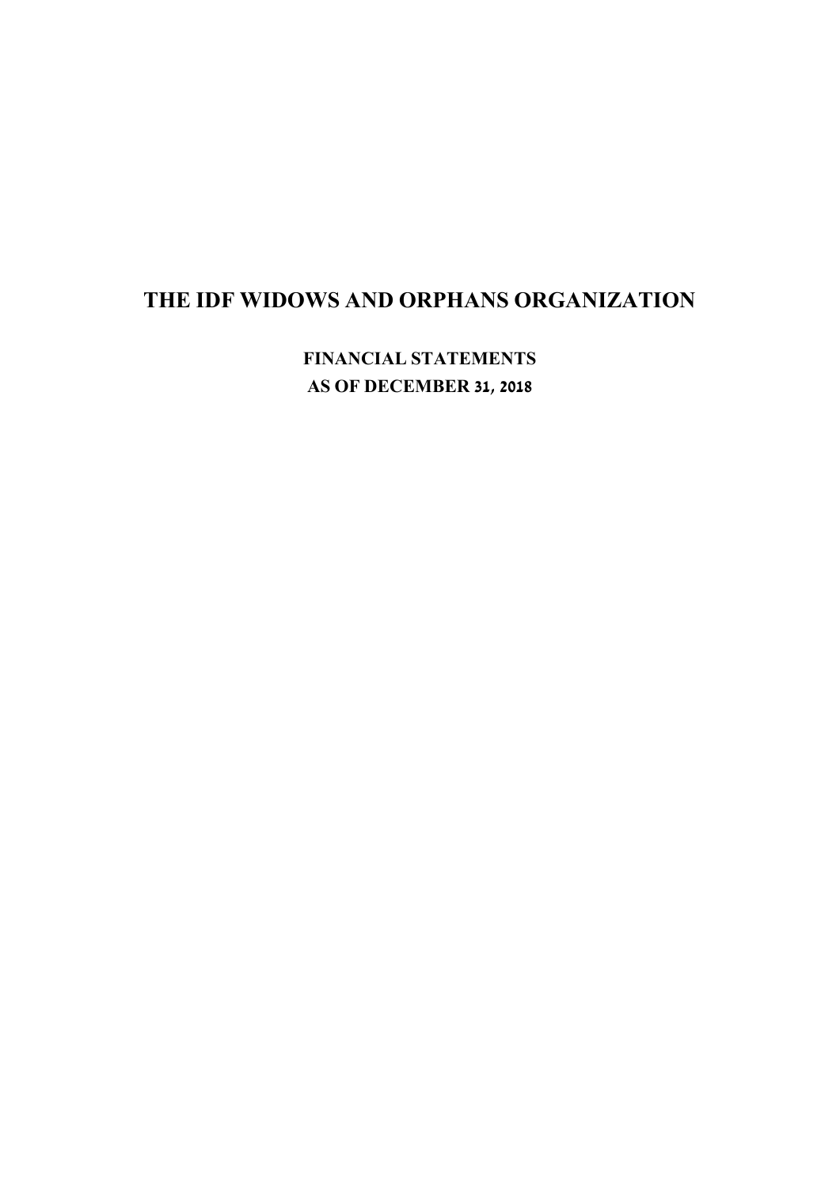# THE IDF WIDOWS AND ORPHANS ORGANIZATION

**FINANCIAL STATEMENTS**

**AS OF DECEMBER 31, 2018**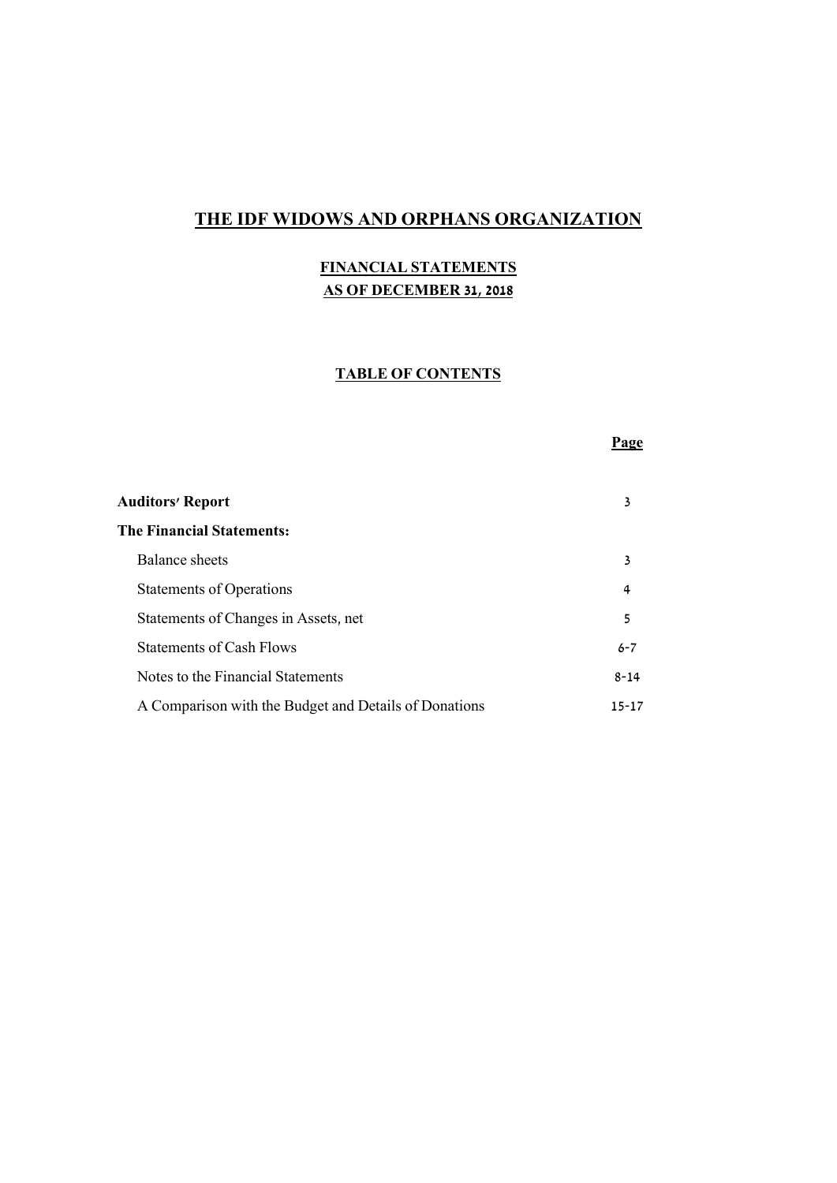# THE IDF WIDOWS AND ORPHANS ORGANIZATION

## FINANCIAL STATEMENTS
## AS OF DECEMBER 31, 2018

### TABLE OF CONTENTS

| | Page |
|---|---|
| **Auditors' Report** | 3 |
| **The Financial Statements:** | |
| Balance sheets | 3 |
| Statements of Operations | 4 |
| Statements of Changes in Assets, net | 5 |
| Statements of Cash Flows | 6-7 |
| Notes to the Financial Statements | 8-14 |
| A Comparison with the Budget and Details of Donations | 15-17 |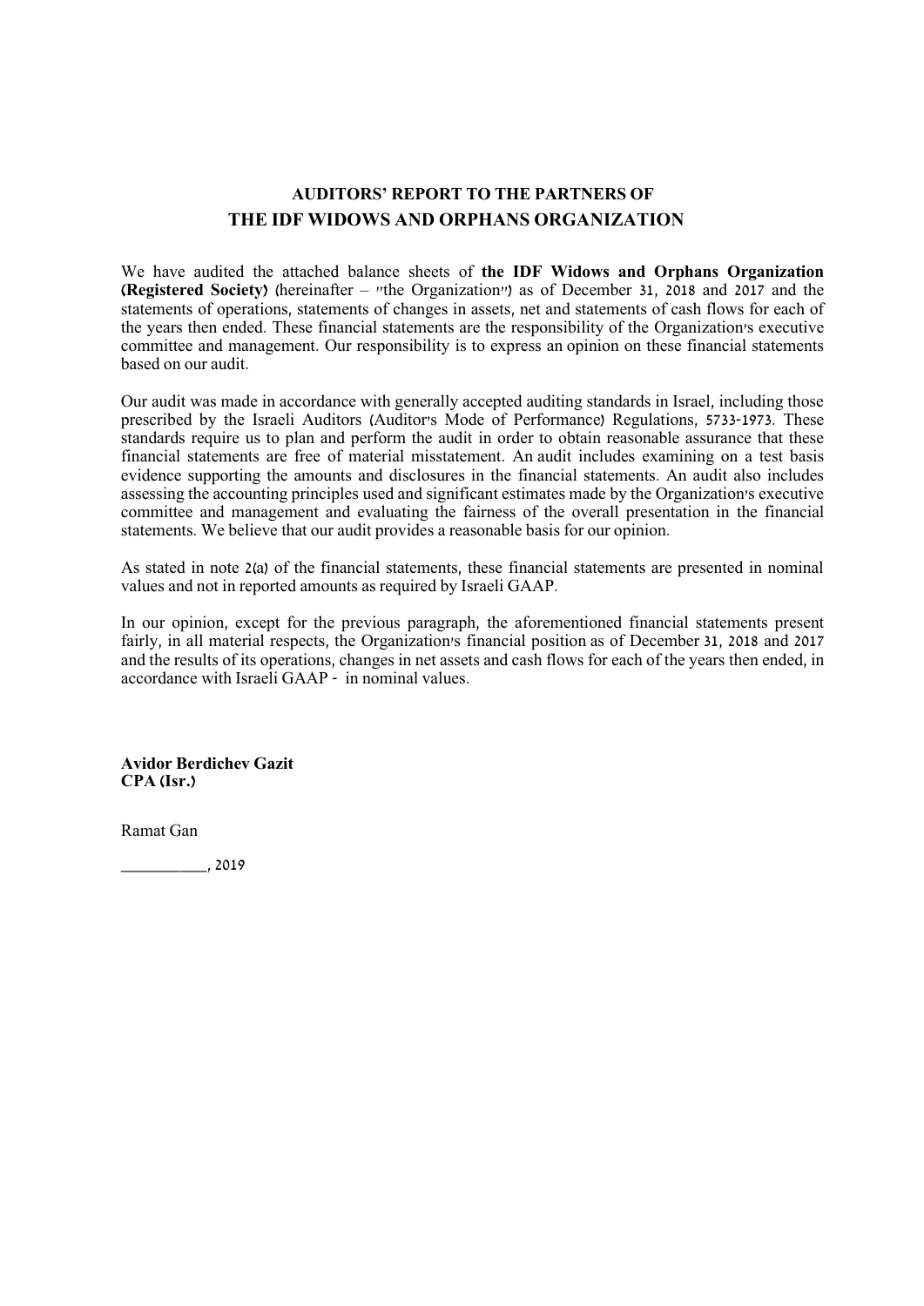## AUDITORS' REPORT TO THE PARTNERS OF

## THE IDF WIDOWS AND ORPHANS ORGANIZATION

We have audited the attached balance sheets of **the IDF Widows and Orphans Organization (Registered Society)** (hereinafter – "the Organization") as of December 31, 2018 and 2017 and the statements of operations, statements of changes in assets, net and statements of cash flows for each of the years then ended. These financial statements are the responsibility of the Organization's executive committee and management. Our responsibility is to express an opinion on these financial statements based on our audit.

Our audit was made in accordance with generally accepted auditing standards in Israel, including those prescribed by the Israeli Auditors (Auditor's Mode of Performance) Regulations, 5733-1973. These standards require us to plan and perform the audit in order to obtain reasonable assurance that these financial statements are free of material misstatement. An audit includes examining on a test basis evidence supporting the amounts and disclosures in the financial statements. An audit also includes assessing the accounting principles used and significant estimates made by the Organization's executive committee and management and evaluating the fairness of the overall presentation in the financial statements. We believe that our audit provides a reasonable basis for our opinion.

As stated in note 2(a) of the financial statements, these financial statements are presented in nominal values and not in reported amounts as required by Israeli GAAP.

In our opinion, except for the previous paragraph, the aforementioned financial statements present fairly, in all material respects, the Organization's financial position as of December 31, 2018 and 2017 and the results of its operations, changes in net assets and cash flows for each of the years then ended, in accordance with Israeli GAAP - in nominal values.

**Avidor Berdichev Gazit**
**CPA (Isr.)**

Ramat Gan

__________, 2019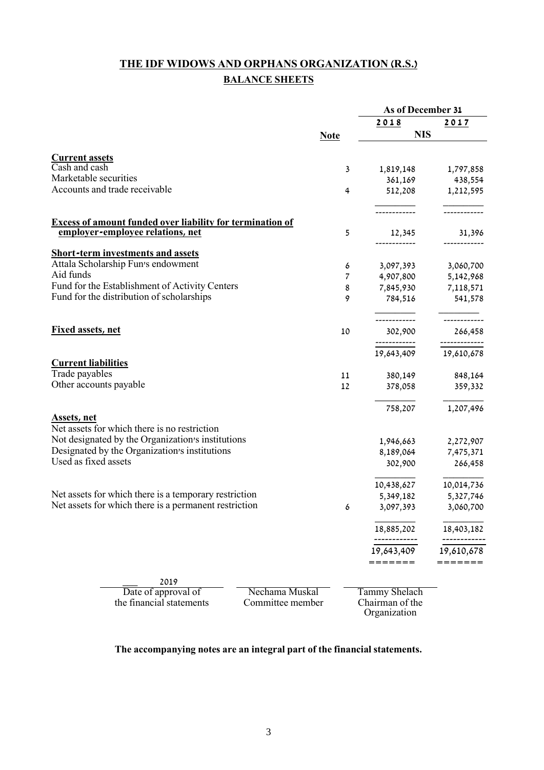# THE IDF WIDOWS AND ORPHANS ORGANIZATION (R.S.)

## BALANCE SHEETS

| | Note | As of December 31 2018 | As of December 31 2017 |
|---|---|---|---|
| | | NIS | |
| **Current assets** | | | |
| Cash and cash | 3 | 1,819,148 | 1,797,858 |
| Marketable securities | | 361,169 | 438,554 |
| Accounts and trade receivable | 4 | 512,208 | 1,212,595 |
| **Excess of amount funded over liability for termination of employer-employee relations, net** | 5 | 12,345 | 31,396 |
| **Short-term investments and assets** | | | |
| Attala Scholarship Fun's endowment | 6 | 3,097,393 | 3,060,700 |
| Aid funds | 7 | 4,907,800 | 5,142,968 |
| Fund for the Establishment of Activity Centers | 8 | 7,845,930 | 7,118,571 |
| Fund for the distribution of scholarships | 9 | 784,516 | 541,578 |
| **Fixed assets, net** | 10 | 302,900 | 266,458 |
| | | 19,643,409 | 19,610,678 |
| **Current liabilities** | | | |
| Trade payables | 11 | 380,149 | 848,164 |
| Other accounts payable | 12 | 378,058 | 359,332 |
| | | 758,207 | 1,207,496 |
| **Assets, net** | | | |
| Net assets for which there is no restriction | | | |
| Not designated by the Organization's institutions | | 1,946,663 | 2,272,907 |
| Designated by the Organization's institutions | | 8,189,064 | 7,475,371 |
| Used as fixed assets | | 302,900 | 266,458 |
| | | 10,438,627 | 10,014,736 |
| Net assets for which there is a temporary restriction | | 5,349,182 | 5,327,746 |
| Net assets for which there is a permanent restriction | 6 | 3,097,393 | 3,060,700 |
| | | 18,885,202 | 18,403,182 |
| | | 19,643,409 | 19,610,678 |

| ___ 2019 | | |
|---|---|---|
| Date of approval of the financial statements | Nechama Muskal<br>Committee member | Tammy Shelach<br>Chairman of the Organization |

**The accompanying notes are an integral part of the financial statements.**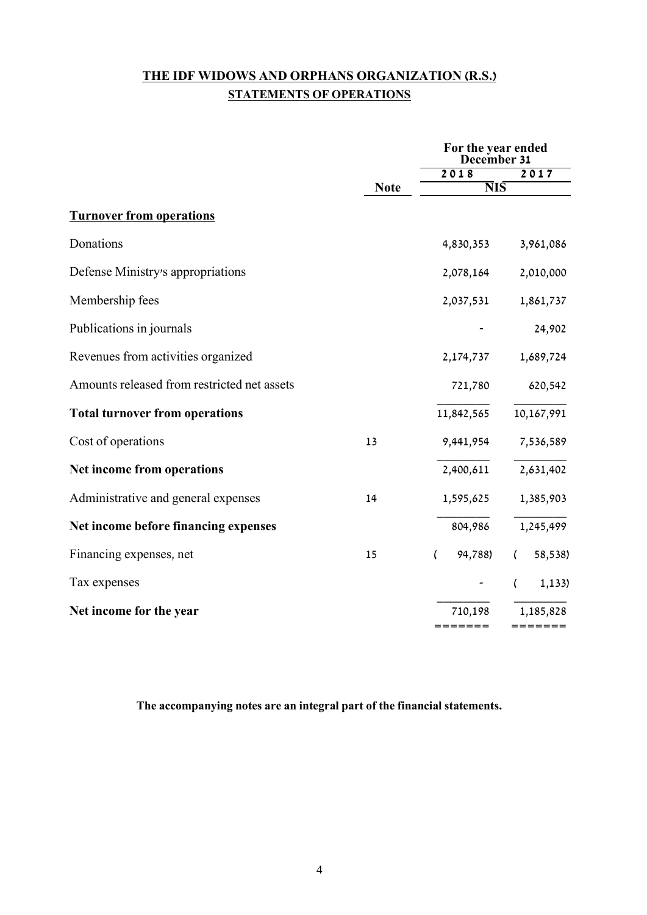# THE IDF WIDOWS AND ORPHANS ORGANIZATION (R.S.)

## STATEMENTS OF OPERATIONS

| | Note | For the year ended December 31 2018 | 2017 |
|---|---|---|---|
| | | NIS | |
| **Turnover from operations** | | | |
| Donations | | 4,830,353 | 3,961,086 |
| Defense Ministry's appropriations | | 2,078,164 | 2,010,000 |
| Membership fees | | 2,037,531 | 1,861,737 |
| Publications in journals | | - | 24,902 |
| Revenues from activities organized | | 2,174,737 | 1,689,724 |
| Amounts released from restricted net assets | | 721,780 | 620,542 |
| **Total turnover from operations** | | 11,842,565 | 10,167,991 |
| Cost of operations | 13 | 9,441,954 | 7,536,589 |
| **Net income from operations** | | 2,400,611 | 2,631,402 |
| Administrative and general expenses | 14 | 1,595,625 | 1,385,903 |
| **Net income before financing expenses** | | 804,986 | 1,245,499 |
| Financing expenses, net | 15 | ( 94,788) | ( 58,538) |
| Tax expenses | | - | ( 1,133) |
| **Net income for the year** | | 710,198 | 1,185,828 |

**The accompanying notes are an integral part of the financial statements.**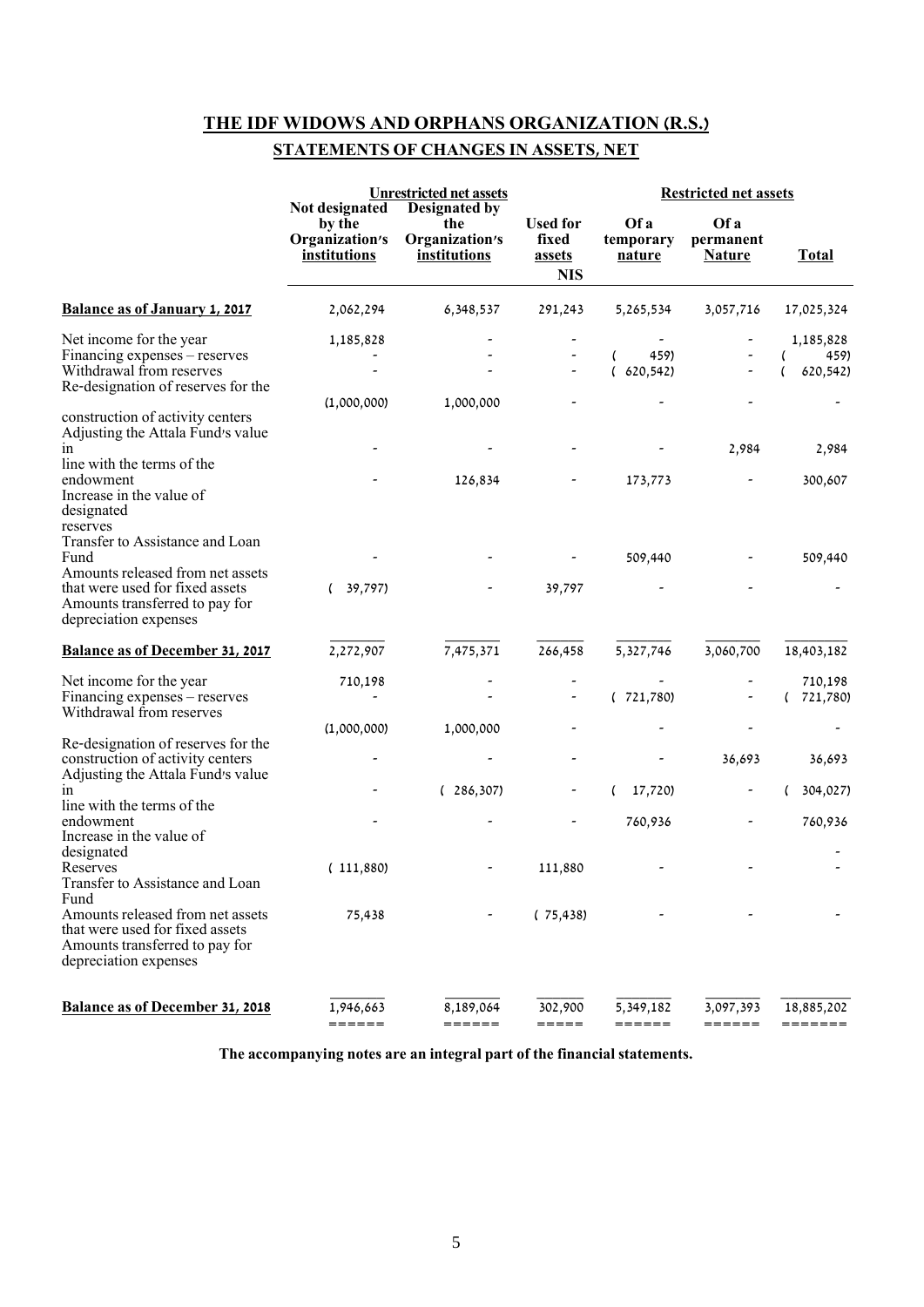# THE IDF WIDOWS AND ORPHANS ORGANIZATION (R.S.)

## STATEMENTS OF CHANGES IN ASSETS, NET

| | Unrestricted net assets | | | Restricted net assets | | |
|---|---|---|---|---|---|---|
| | Not designated by the Organization's institutions | Designated by the Organization's institutions | Used for fixed assets | Of a temporary nature | Of a permanent Nature | Total |
| | | | NIS | | | |
| **Balance as of January 1, 2017** | 2,062,294 | 6,348,537 | 291,243 | 5,265,534 | 3,057,716 | 17,025,324 |
| Net income for the year | 1,185,828 | - | - | - | - | 1,185,828 |
| Financing expenses – reserves | - | - | - | ( 459) | - | ( 459) |
| Withdrawal from reserves | - | - | - | ( 620,542) | - | ( 620,542) |
| Re-designation of reserves for the construction of activity centers | (1,000,000) | 1,000,000 | - | - | - | - |
| Adjusting the Attala Fund's value in line with the terms of the endowment | - | - | - | - | 2,984 | 2,984 |
| Increase in the value of designated reserves | - | 126,834 | - | 173,773 | - | 300,607 |
| Transfer to Assistance and Loan Fund | - | - | - | 509,440 | - | 509,440 |
| Amounts released from net assets that were used for fixed assets | ( 39,797) | - | 39,797 | - | - | - |
| Amounts transferred to pay for depreciation expenses | | | | | | |
| **Balance as of December 31, 2017** | 2,272,907 | 7,475,371 | 266,458 | 5,327,746 | 3,060,700 | 18,403,182 |
| Net income for the year | 710,198 | - | - | - | - | 710,198 |
| Financing expenses – reserves | - | - | - | ( 721,780) | - | ( 721,780) |
| Withdrawal from reserves | (1,000,000) | 1,000,000 | - | - | - | - |
| Re-designation of reserves for the construction of activity centers | - | - | - | - | 36,693 | 36,693 |
| Adjusting the Attala Fund's value in line with the terms of the endowment | - | ( 286,307) | - | ( 17,720) | - | ( 304,027) |
| Increase in the value of designated Reserves | - | - | - | 760,936 | - | 760,936 |
| Transfer to Assistance and Loan Fund | ( 111,880) | - | 111,880 | - | - | - |
| Amounts released from net assets that were used for fixed assets | 75,438 | - | ( 75,438) | - | - | - |
| Amounts transferred to pay for depreciation expenses | | | | | | |
| **Balance as of December 31, 2018** | 1,946,663 | 8,189,064 | 302,900 | 5,349,182 | 3,097,393 | 18,885,202 |

**The accompanying notes are an integral part of the financial statements.**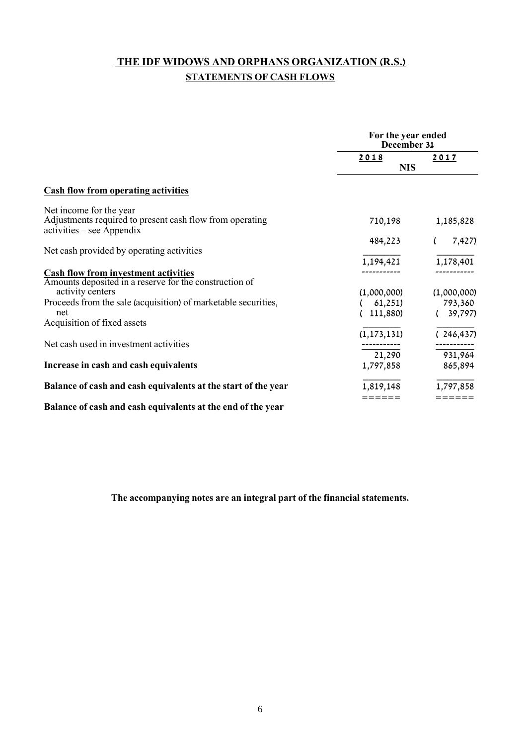# THE IDF WIDOWS AND ORPHANS ORGANIZATION (R.S.)

## STATEMENTS OF CASH FLOWS

| | For the year ended December 31 | |
|---|---|---|
| | 2018 | 2017 |
| | NIS | |
| **Cash flow from operating activities** | | |
| Net income for the year | 710,198 | 1,185,828 |
| Adjustments required to present cash flow from operating activities – see Appendix | 484,223 | ( 7,427) |
| Net cash provided by operating activities | 1,194,421 | 1,178,401 |
| **Cash flow from investment activities** | | |
| Amounts deposited in a reserve for the construction of activity centers | (1,000,000) | (1,000,000) |
| Proceeds from the sale (acquisition) of marketable securities, net | ( 61,251) | 793,360 |
| Acquisition of fixed assets | ( 111,880) | ( 39,797) |
| Net cash used in investment activities | (1,173,131) | ( 246,437) |
| **Increase in cash and cash equivalents** | 21,290 | 931,964 |
| **Balance of cash and cash equivalents at the start of the year** | 1,797,858 | 865,894 |
| **Balance of cash and cash equivalents at the end of the year** | 1,819,148 | 1,797,858 |

**The accompanying notes are an integral part of the financial statements.**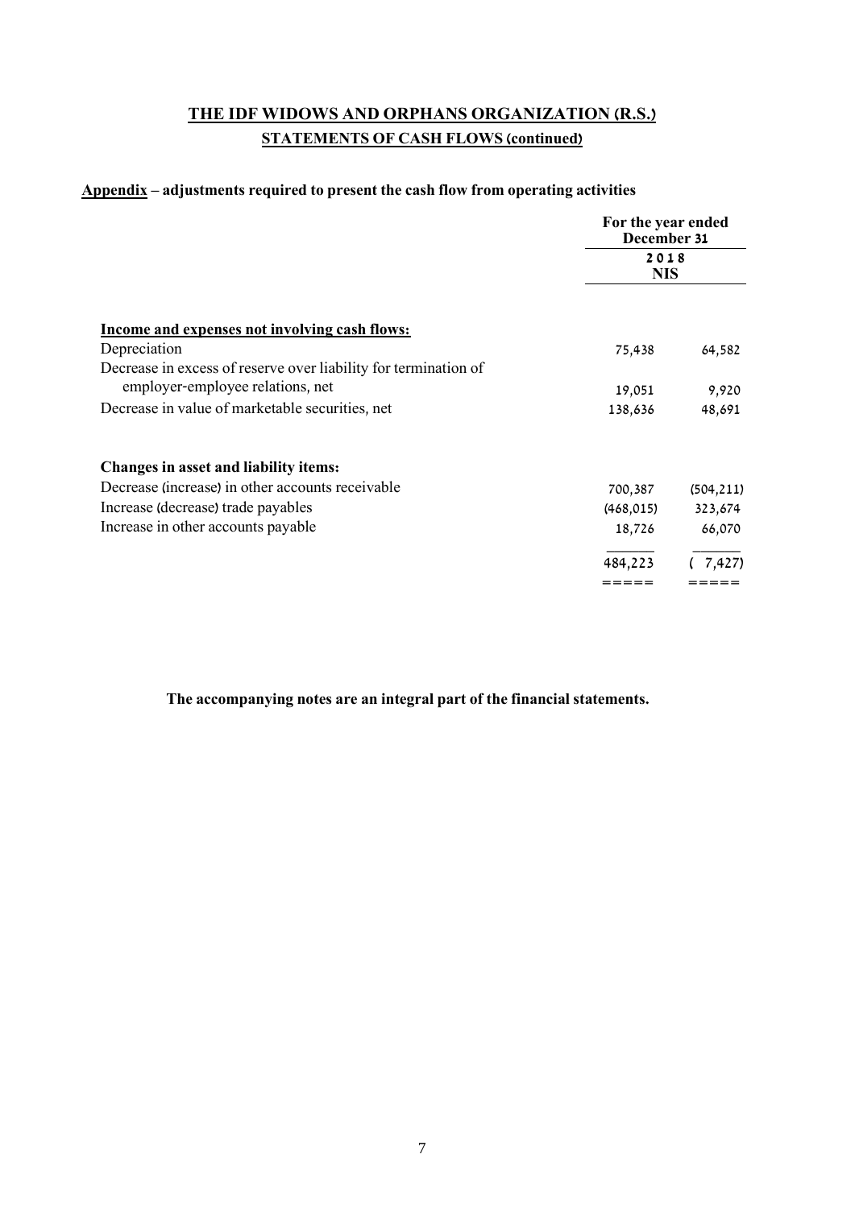# THE IDF WIDOWS AND ORPHANS ORGANIZATION (R.S.)

## STATEMENTS OF CASH FLOWS (continued)

**Appendix – adjustments required to present the cash flow from operating activities**

| | For the year ended December 31 | |
|---|---|---|
| | 2018 | |
| | NIS | |
| **Income and expenses not involving cash flows:** | | |
| Depreciation | 75,438 | 64,582 |
| Decrease in excess of reserve over liability for termination of employer-employee relations, net | 19,051 | 9,920 |
| Decrease in value of marketable securities, net | 138,636 | 48,691 |
| **Changes in asset and liability items:** | | |
| Decrease (increase) in other accounts receivable | 700,387 | (504,211) |
| Increase (decrease) trade payables | (468,015) | 323,674 |
| Increase in other accounts payable | 18,726 | 66,070 |
| | 484,223 | ( 7,427) |

**The accompanying notes are an integral part of the financial statements.**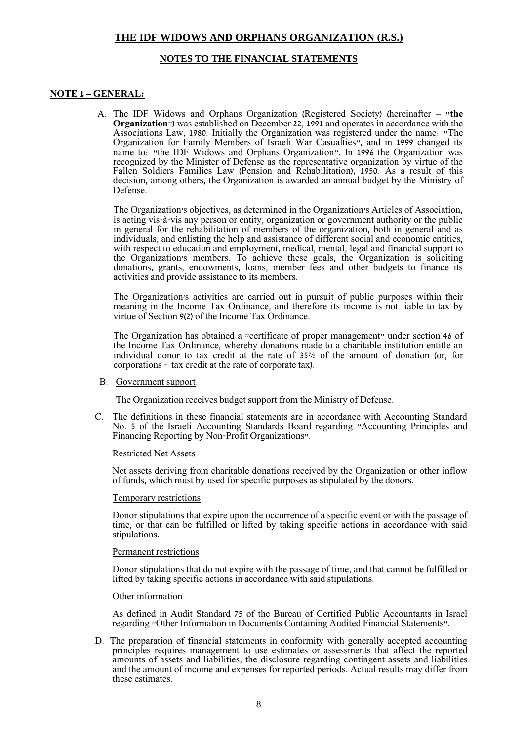# THE IDF WIDOWS AND ORPHANS ORGANIZATION (R.S.)

## NOTES TO THE FINANCIAL STATEMENTS

### NOTE 1 – GENERAL:

A. The IDF Widows and Orphans Organization (Registered Society) (hereinafter – "**the Organization**") was established on December 22, 1991 and operates in accordance with the Associations Law, 1980. Initially the Organization was registered under the name: "The Organization for Family Members of Israeli War Casualties", and in 1999 changed its name to: "the IDF Widows and Orphans Organization". In 1996 the Organization was recognized by the Minister of Defense as the representative organization by virtue of the Fallen Soldiers Families Law (Pension and Rehabilitation), 1950. As a result of this decision, among others, the Organization is awarded an annual budget by the Ministry of Defense.

   The Organization's objectives, as determined in the Organization's Articles of Association, is acting vis-à-vis any person or entity, organization or government authority or the public in general for the rehabilitation of members of the organization, both in general and as individuals, and enlisting the help and assistance of different social and economic entities, with respect to education and employment, medical, mental, legal and financial support to the Organization's members. To achieve these goals, the Organization is soliciting donations, grants, endowments, loans, member fees and other budgets to finance its activities and provide assistance to its members.

   The Organization's activities are carried out in pursuit of public purposes within their meaning in the Income Tax Ordinance, and therefore its income is not liable to tax by virtue of Section 9(2) of the Income Tax Ordinance.

   The Organization has obtained a "certificate of proper management" under section 46 of the Income Tax Ordinance, whereby donations made to a charitable institution entitle an individual donor to tax credit at the rate of 35% of the amount of donation (or, for corporations - tax credit at the rate of corporate tax).

B. Government support:

   The Organization receives budget support from the Ministry of Defense.

C. The definitions in these financial statements are in accordance with Accounting Standard No. 5 of the Israeli Accounting Standards Board regarding "Accounting Principles and Financing Reporting by Non-Profit Organizations".

   Restricted Net Assets

   Net assets deriving from charitable donations received by the Organization or other inflow of funds, which must by used for specific purposes as stipulated by the donors.

   Temporary restrictions

   Donor stipulations that expire upon the occurrence of a specific event or with the passage of time, or that can be fulfilled or lifted by taking specific actions in accordance with said stipulations.

   Permanent restrictions

   Donor stipulations that do not expire with the passage of time, and that cannot be fulfilled or lifted by taking specific actions in accordance with said stipulations.

   Other information

   As defined in Audit Standard 75 of the Bureau of Certified Public Accountants in Israel regarding "Other Information in Documents Containing Audited Financial Statements".

D. The preparation of financial statements in conformity with generally accepted accounting principles requires management to use estimates or assessments that affect the reported amounts of assets and liabilities, the disclosure regarding contingent assets and liabilities and the amount of income and expenses for reported periods. Actual results may differ from these estimates.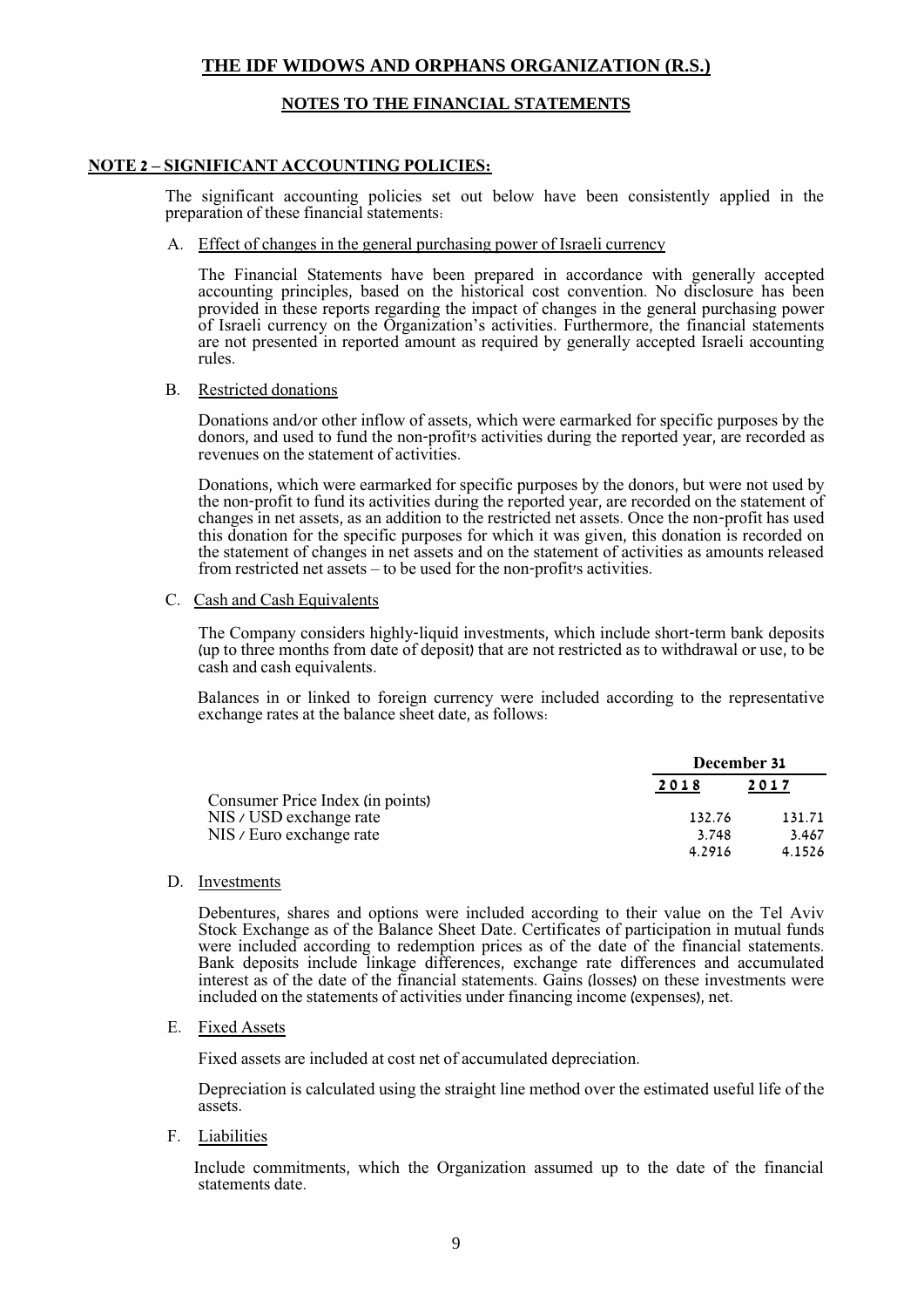# THE IDF WIDOWS AND ORPHANS ORGANIZATION (R.S.)

## NOTES TO THE FINANCIAL STATEMENTS

### NOTE 2 – SIGNIFICANT ACCOUNTING POLICIES:

The significant accounting policies set out below have been consistently applied in the preparation of these financial statements:

A. Effect of changes in the general purchasing power of Israeli currency

The Financial Statements have been prepared in accordance with generally accepted accounting principles, based on the historical cost convention. No disclosure has been provided in these reports regarding the impact of changes in the general purchasing power of Israeli currency on the Organization's activities. Furthermore, the financial statements are not presented in reported amount as required by generally accepted Israeli accounting rules.

B. Restricted donations

Donations and/or other inflow of assets, which were earmarked for specific purposes by the donors, and used to fund the non-profit's activities during the reported year, are recorded as revenues on the statement of activities.

Donations, which were earmarked for specific purposes by the donors, but were not used by the non-profit to fund its activities during the reported year, are recorded on the statement of changes in net assets, as an addition to the restricted net assets. Once the non-profit has used this donation for the specific purposes for which it was given, this donation is recorded on the statement of changes in net assets and on the statement of activities as amounts released from restricted net assets – to be used for the non-profit's activities.

C. Cash and Cash Equivalents

The Company considers highly-liquid investments, which include short-term bank deposits (up to three months from date of deposit) that are not restricted as to withdrawal or use, to be cash and cash equivalents.

Balances in or linked to foreign currency were included according to the representative exchange rates at the balance sheet date, as follows:

| | December 31 | |
|---|---|---|
| | 2018 | 2017 |
| Consumer Price Index (in points) | | |
| NIS / USD exchange rate | 132.76 | 131.71 |
| NIS / Euro exchange rate | 3.748 | 3.467 |
| | 4.2916 | 4.1526 |

D. Investments

Debentures, shares and options were included according to their value on the Tel Aviv Stock Exchange as of the Balance Sheet Date. Certificates of participation in mutual funds were included according to redemption prices as of the date of the financial statements. Bank deposits include linkage differences, exchange rate differences and accumulated interest as of the date of the financial statements. Gains (losses) on these investments were included on the statements of activities under financing income (expenses), net.

E. Fixed Assets

Fixed assets are included at cost net of accumulated depreciation.

Depreciation is calculated using the straight line method over the estimated useful life of the assets.

F. Liabilities

Include commitments, which the Organization assumed up to the date of the financial statements date.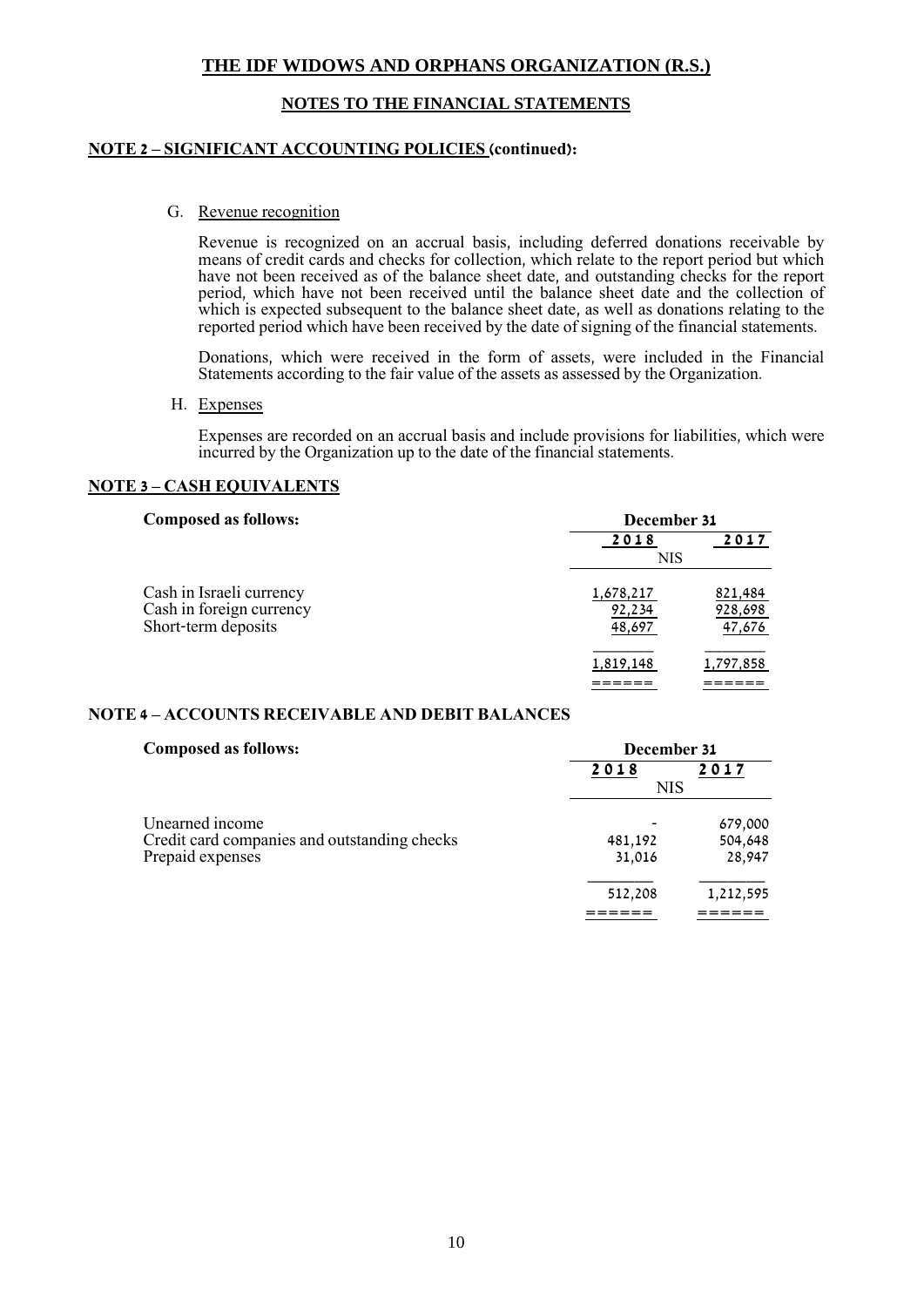# THE IDF WIDOWS AND ORPHANS ORGANIZATION (R.S.)

## NOTES TO THE FINANCIAL STATEMENTS

### NOTE 2 – SIGNIFICANT ACCOUNTING POLICIES (continued):

G. Revenue recognition

Revenue is recognized on an accrual basis, including deferred donations receivable by means of credit cards and checks for collection, which relate to the report period but which have not been received as of the balance sheet date, and outstanding checks for the report period, which have not been received until the balance sheet date and the collection of which is expected subsequent to the balance sheet date, as well as donations relating to the reported period which have been received by the date of signing of the financial statements.

Donations, which were received in the form of assets, were included in the Financial Statements according to the fair value of the assets as assessed by the Organization.

H. Expenses

Expenses are recorded on an accrual basis and include provisions for liabilities, which were incurred by the Organization up to the date of the financial statements.

### NOTE 3 – CASH EQUIVALENTS

| Composed as follows: | December 31 | |
|---|---|---|
| | 2018 | 2017 |
| | NIS | |
| Cash in Israeli currency | 1,678,217 | 821,484 |
| Cash in foreign currency | 92,234 | 928,698 |
| Short-term deposits | 48,697 | 47,676 |
| | 1,819,148 | 1,797,858 |

### NOTE 4 – ACCOUNTS RECEIVABLE AND DEBIT BALANCES

| Composed as follows: | December 31 | |
|---|---|---|
| | 2018 | 2017 |
| | NIS | |
| Unearned income | - | 679,000 |
| Credit card companies and outstanding checks | 481,192 | 504,648 |
| Prepaid expenses | 31,016 | 28,947 |
| | 512,208 | 1,212,595 |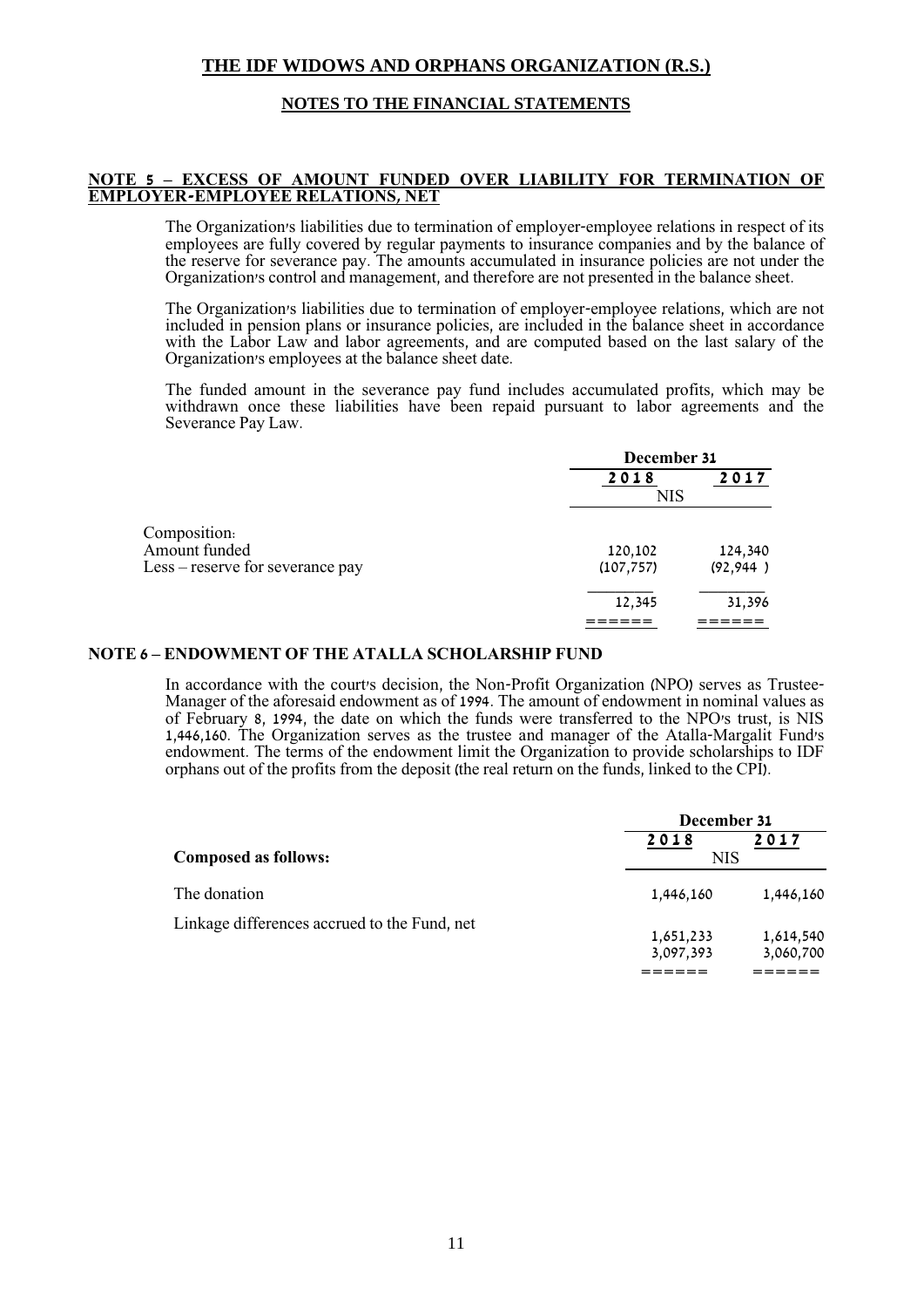**THE IDF WIDOWS AND ORPHANS ORGANIZATION (R.S.)**

**NOTES TO THE FINANCIAL STATEMENTS**

## NOTE 5 – EXCESS OF AMOUNT FUNDED OVER LIABILITY FOR TERMINATION OF EMPLOYER-EMPLOYEE RELATIONS, NET

The Organization's liabilities due to termination of employer-employee relations in respect of its employees are fully covered by regular payments to insurance companies and by the balance of the reserve for severance pay. The amounts accumulated in insurance policies are not under the Organization's control and management, and therefore are not presented in the balance sheet.

The Organization's liabilities due to termination of employer-employee relations, which are not included in pension plans or insurance policies, are included in the balance sheet in accordance with the Labor Law and labor agreements, and are computed based on the last salary of the Organization's employees at the balance sheet date.

The funded amount in the severance pay fund includes accumulated profits, which may be withdrawn once these liabilities have been repaid pursuant to labor agreements and the Severance Pay Law.

| | December 31 | |
|---|---|---|
| | 2018 | 2017 |
| | NIS | |
| Composition: | | |
| Amount funded | 120,102 | 124,340 |
| Less – reserve for severance pay | (107,757) | (92,944 ) |
| | 12,345 | 31,396 |

## NOTE 6 – ENDOWMENT OF THE ATALLA SCHOLARSHIP FUND

In accordance with the court's decision, the Non-Profit Organization (NPO) serves as Trustee-Manager of the aforesaid endowment as of 1994. The amount of endowment in nominal values as of February 8, 1994, the date on which the funds were transferred to the NPO's trust, is NIS 1,446,160. The Organization serves as the trustee and manager of the Atalla-Margalit Fund's endowment. The terms of the endowment limit the Organization to provide scholarships to IDF orphans out of the profits from the deposit (the real return on the funds, linked to the CPI).

| | December 31 | |
|---|---|---|
| | 2018 | 2017 |
| **Composed as follows:** | NIS | |
| The donation | 1,446,160 | 1,446,160 |
| Linkage differences accrued to the Fund, net | 1,651,233 | 1,614,540 |
| | 3,097,393 | 3,060,700 |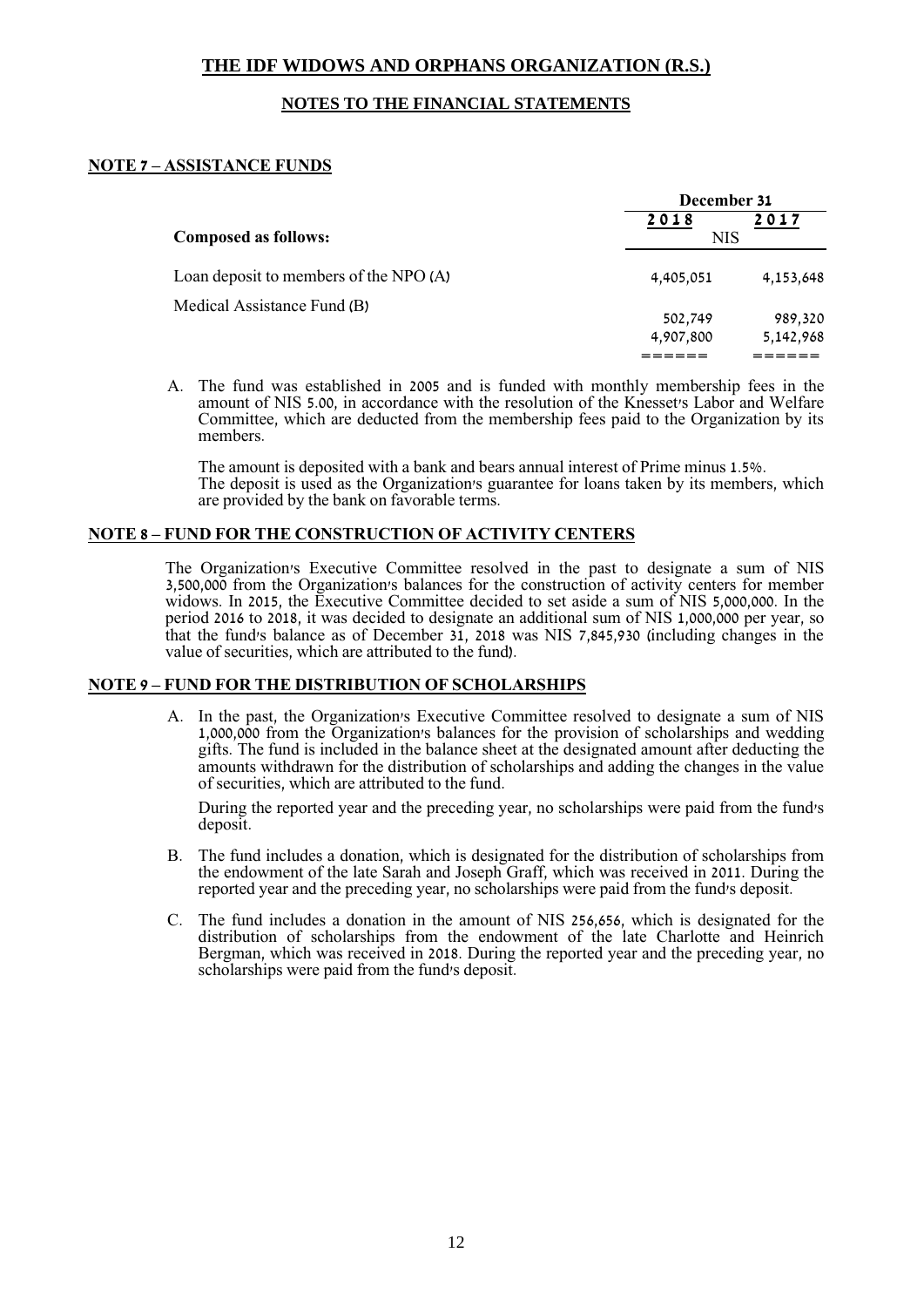# THE IDF WIDOWS AND ORPHANS ORGANIZATION (R.S.)

## NOTES TO THE FINANCIAL STATEMENTS

### NOTE 7 – ASSISTANCE FUNDS

| | December 31 | |
|---|---|---|
| | 2018 | 2017 |
| **Composed as follows:** | NIS | |
| Loan deposit to members of the NPO (A) | 4,405,051 | 4,153,648 |
| Medical Assistance Fund (B) | 502,749 | 989,320 |
| | 4,907,800 | 5,142,968 |

A. The fund was established in 2005 and is funded with monthly membership fees in the amount of NIS 5.00, in accordance with the resolution of the Knesset's Labor and Welfare Committee, which are deducted from the membership fees paid to the Organization by its members.

The amount is deposited with a bank and bears annual interest of Prime minus 1.5%.
The deposit is used as the Organization's guarantee for loans taken by its members, which are provided by the bank on favorable terms.

### NOTE 8 – FUND FOR THE CONSTRUCTION OF ACTIVITY CENTERS

The Organization's Executive Committee resolved in the past to designate a sum of NIS 3,500,000 from the Organization's balances for the construction of activity centers for member widows. In 2015, the Executive Committee decided to set aside a sum of NIS 5,000,000. In the period 2016 to 2018, it was decided to designate an additional sum of NIS 1,000,000 per year, so that the fund's balance as of December 31, 2018 was NIS 7,845,930 (including changes in the value of securities, which are attributed to the fund).

### NOTE 9 – FUND FOR THE DISTRIBUTION OF SCHOLARSHIPS

A. In the past, the Organization's Executive Committee resolved to designate a sum of NIS 1,000,000 from the Organization's balances for the provision of scholarships and wedding gifts. The fund is included in the balance sheet at the designated amount after deducting the amounts withdrawn for the distribution of scholarships and adding the changes in the value of securities, which are attributed to the fund.

During the reported year and the preceding year, no scholarships were paid from the fund's deposit.

B. The fund includes a donation, which is designated for the distribution of scholarships from the endowment of the late Sarah and Joseph Graff, which was received in 2011. During the reported year and the preceding year, no scholarships were paid from the fund's deposit.

C. The fund includes a donation in the amount of NIS 256,656, which is designated for the distribution of scholarships from the endowment of the late Charlotte and Heinrich Bergman, which was received in 2018. During the reported year and the preceding year, no scholarships were paid from the fund's deposit.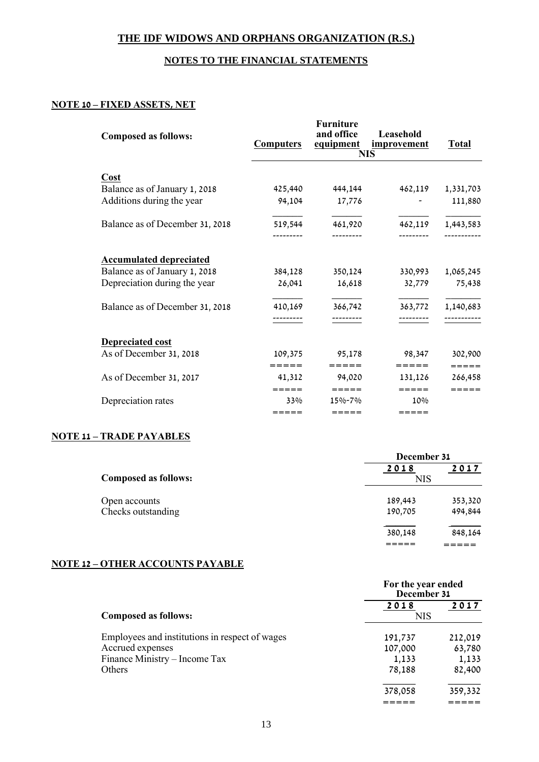# THE IDF WIDOWS AND ORPHANS ORGANIZATION (R.S.)

## NOTES TO THE FINANCIAL STATEMENTS

### NOTE 10 – FIXED ASSETS, NET

| Composed as follows: | Computers | Furniture and office equipment | Leasehold improvement | Total |
|---|---|---|---|---|
| | | NIS | | |
| **Cost** | | | | |
| Balance as of January 1, 2018 | 425,440 | 444,144 | 462,119 | 1,331,703 |
| Additions during the year | 94,104 | 17,776 | - | 111,880 |
| Balance as of December 31, 2018 | 519,544 | 461,920 | 462,119 | 1,443,583 |
| **Accumulated depreciated** | | | | |
| Balance as of January 1, 2018 | 384,128 | 350,124 | 330,993 | 1,065,245 |
| Depreciation during the year | 26,041 | 16,618 | 32,779 | 75,438 |
| Balance as of December 31, 2018 | 410,169 | 366,742 | 363,772 | 1,140,683 |
| **Depreciated cost** | | | | |
| As of December 31, 2018 | 109,375 | 95,178 | 98,347 | 302,900 |
| As of December 31, 2017 | 41,312 | 94,020 | 131,126 | 266,458 |
| Depreciation rates | 33% | 15%-7% | 10% | |

### NOTE 11 – TRADE PAYABLES

| Composed as follows: | December 31 2018 | December 31 2017 |
|---|---|---|
| | NIS | |
| Open accounts | 189,443 | 353,320 |
| Checks outstanding | 190,705 | 494,844 |
| | 380,148 | 848,164 |

### NOTE 12 – OTHER ACCOUNTS PAYABLE

| Composed as follows: | For the year ended December 31 2018 | For the year ended December 31 2017 |
|---|---|---|
| | NIS | |
| Employees and institutions in respect of wages | 191,737 | 212,019 |
| Accrued expenses | 107,000 | 63,780 |
| Finance Ministry – Income Tax | 1,133 | 1,133 |
| Others | 78,188 | 82,400 |
| | 378,058 | 359,332 |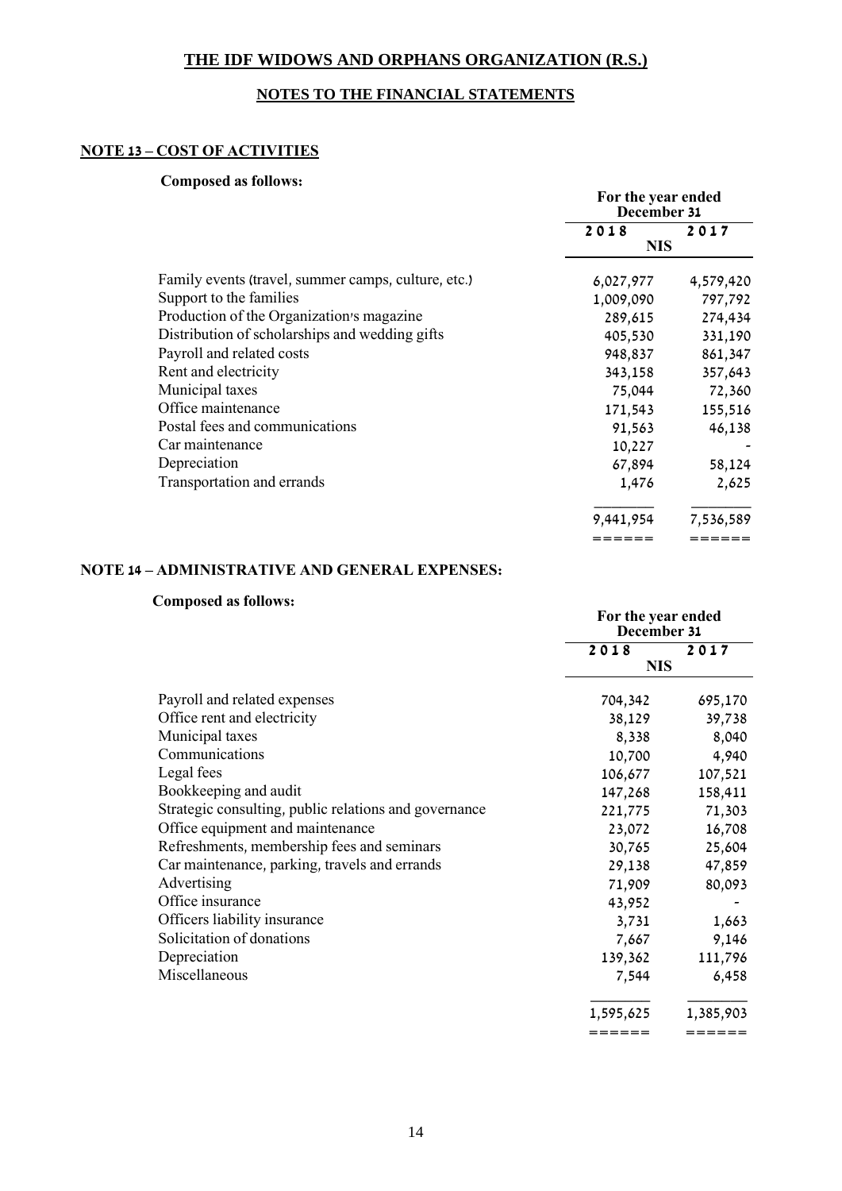# THE IDF WIDOWS AND ORPHANS ORGANIZATION (R.S.)

## NOTES TO THE FINANCIAL STATEMENTS

### NOTE 13 – COST OF ACTIVITIES

**Composed as follows:**

| | For the year ended December 31 | |
|---|---|---|
| | 2018 | 2017 |
| | NIS | |
| Family events (travel, summer camps, culture, etc.) | 6,027,977 | 4,579,420 |
| Support to the families | 1,009,090 | 797,792 |
| Production of the Organization's magazine | 289,615 | 274,434 |
| Distribution of scholarships and wedding gifts | 405,530 | 331,190 |
| Payroll and related costs | 948,837 | 861,347 |
| Rent and electricity | 343,158 | 357,643 |
| Municipal taxes | 75,044 | 72,360 |
| Office maintenance | 171,543 | 155,516 |
| Postal fees and communications | 91,563 | 46,138 |
| Car maintenance | 10,227 | - |
| Depreciation | 67,894 | 58,124 |
| Transportation and errands | 1,476 | 2,625 |
| | 9,441,954 | 7,536,589 |

### NOTE 14 – ADMINISTRATIVE AND GENERAL EXPENSES:

**Composed as follows:**

| | For the year ended December 31 | |
|---|---|---|
| | 2018 | 2017 |
| | NIS | |
| Payroll and related expenses | 704,342 | 695,170 |
| Office rent and electricity | 38,129 | 39,738 |
| Municipal taxes | 8,338 | 8,040 |
| Communications | 10,700 | 4,940 |
| Legal fees | 106,677 | 107,521 |
| Bookkeeping and audit | 147,268 | 158,411 |
| Strategic consulting, public relations and governance | 221,775 | 71,303 |
| Office equipment and maintenance | 23,072 | 16,708 |
| Refreshments, membership fees and seminars | 30,765 | 25,604 |
| Car maintenance, parking, travels and errands | 29,138 | 47,859 |
| Advertising | 71,909 | 80,093 |
| Office insurance | 43,952 | - |
| Officers liability insurance | 3,731 | 1,663 |
| Solicitation of donations | 7,667 | 9,146 |
| Depreciation | 139,362 | 111,796 |
| Miscellaneous | 7,544 | 6,458 |
| | 1,595,625 | 1,385,903 |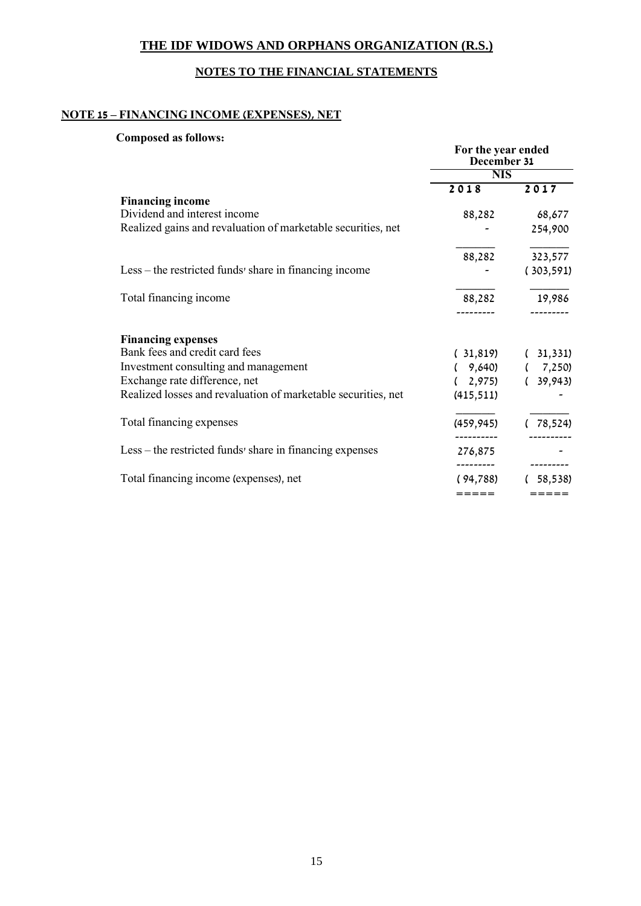# THE IDF WIDOWS AND ORPHANS ORGANIZATION (R.S.)

## NOTES TO THE FINANCIAL STATEMENTS

### NOTE 15 – FINANCING INCOME (EXPENSES), NET

**Composed as follows:**

| | For the year ended December 31 | |
|---|---|---|
| | NIS | |
| | 2018 | 2017 |
| **Financing income** | | |
| Dividend and interest income | 88,282 | 68,677 |
| Realized gains and revaluation of marketable securities, net | - | 254,900 |
| | 88,282 | 323,577 |
| Less – the restricted funds' share in financing income | - | (303,591) |
| Total financing income | 88,282 | 19,986 |
| **Financing expenses** | | |
| Bank fees and credit card fees | (31,819) | (31,331) |
| Investment consulting and management | (9,640) | (7,250) |
| Exchange rate difference, net | (2,975) | (39,943) |
| Realized losses and revaluation of marketable securities, net | (415,511) | - |
| Total financing expenses | (459,945) | (78,524) |
| Less – the restricted funds' share in financing expenses | 276,875 | - |
| Total financing income (expenses), net | (94,788) | (58,538) |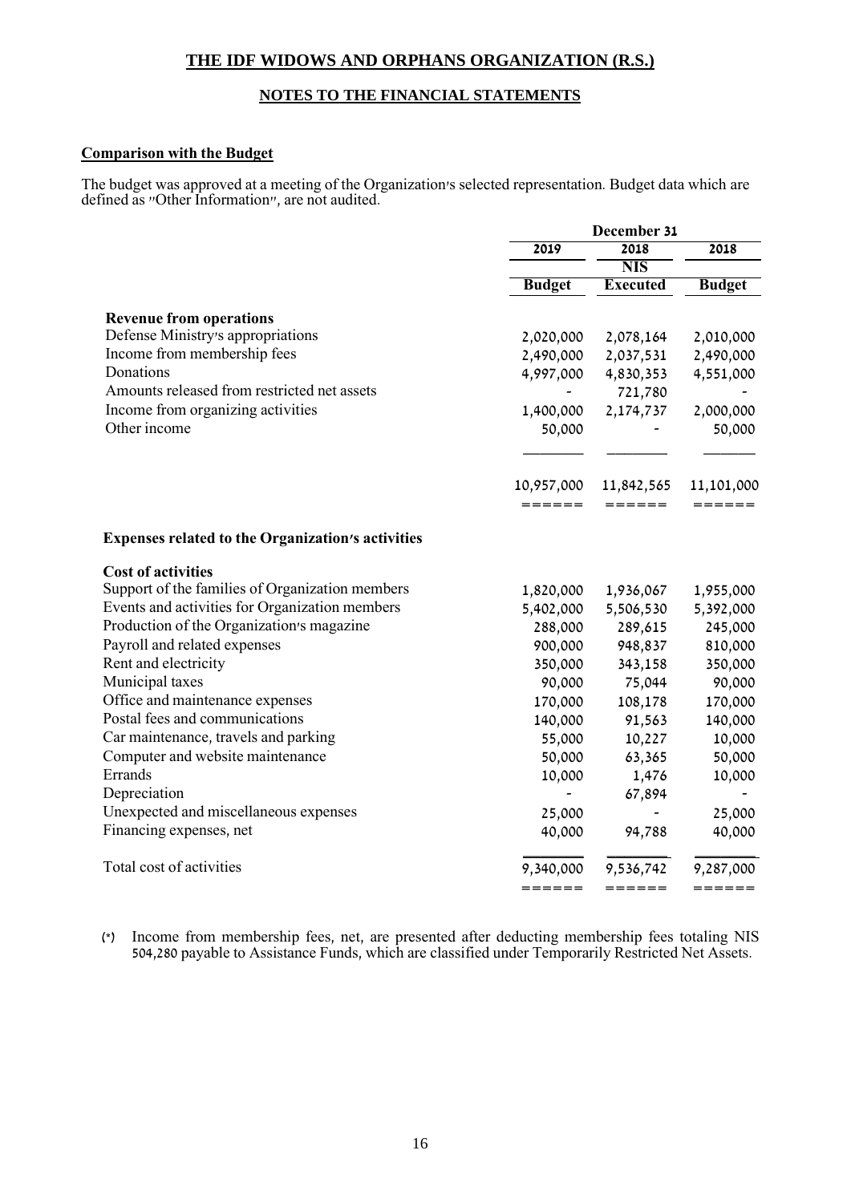# THE IDF WIDOWS AND ORPHANS ORGANIZATION (R.S.)

## NOTES TO THE FINANCIAL STATEMENTS

### Comparison with the Budget

The budget was approved at a meeting of the Organization's selected representation. Budget data which are defined as "Other Information", are not audited.

| | December 31 | | |
|---|---|---|---|
| | 2019 | 2018 | 2018 |
| | | NIS | |
| | Budget | Executed | Budget |
| **Revenue from operations** | | | |
| Defense Ministry's appropriations | 2,020,000 | 2,078,164 | 2,010,000 |
| Income from membership fees | 2,490,000 | 2,037,531 | 2,490,000 |
| Donations | 4,997,000 | 4,830,353 | 4,551,000 |
| Amounts released from restricted net assets | - | 721,780 | - |
| Income from organizing activities | 1,400,000 | 2,174,737 | 2,000,000 |
| Other income | 50,000 | - | 50,000 |
| | 10,957,000 | 11,842,565 | 11,101,000 |
| **Expenses related to the Organization's activities** | | | |
| **Cost of activities** | | | |
| Support of the families of Organization members | 1,820,000 | 1,936,067 | 1,955,000 |
| Events and activities for Organization members | 5,402,000 | 5,506,530 | 5,392,000 |
| Production of the Organization's magazine | 288,000 | 289,615 | 245,000 |
| Payroll and related expenses | 900,000 | 948,837 | 810,000 |
| Rent and electricity | 350,000 | 343,158 | 350,000 |
| Municipal taxes | 90,000 | 75,044 | 90,000 |
| Office and maintenance expenses | 170,000 | 108,178 | 170,000 |
| Postal fees and communications | 140,000 | 91,563 | 140,000 |
| Car maintenance, travels and parking | 55,000 | 10,227 | 10,000 |
| Computer and website maintenance | 50,000 | 63,365 | 50,000 |
| Errands | 10,000 | 1,476 | 10,000 |
| Depreciation | - | 67,894 | - |
| Unexpected and miscellaneous expenses | 25,000 | - | 25,000 |
| Financing expenses, net | 40,000 | 94,788 | 40,000 |
| Total cost of activities | 9,340,000 | 9,536,742 | 9,287,000 |

(*) Income from membership fees, net, are presented after deducting membership fees totaling NIS 504,280 payable to Assistance Funds, which are classified under Temporarily Restricted Net Assets.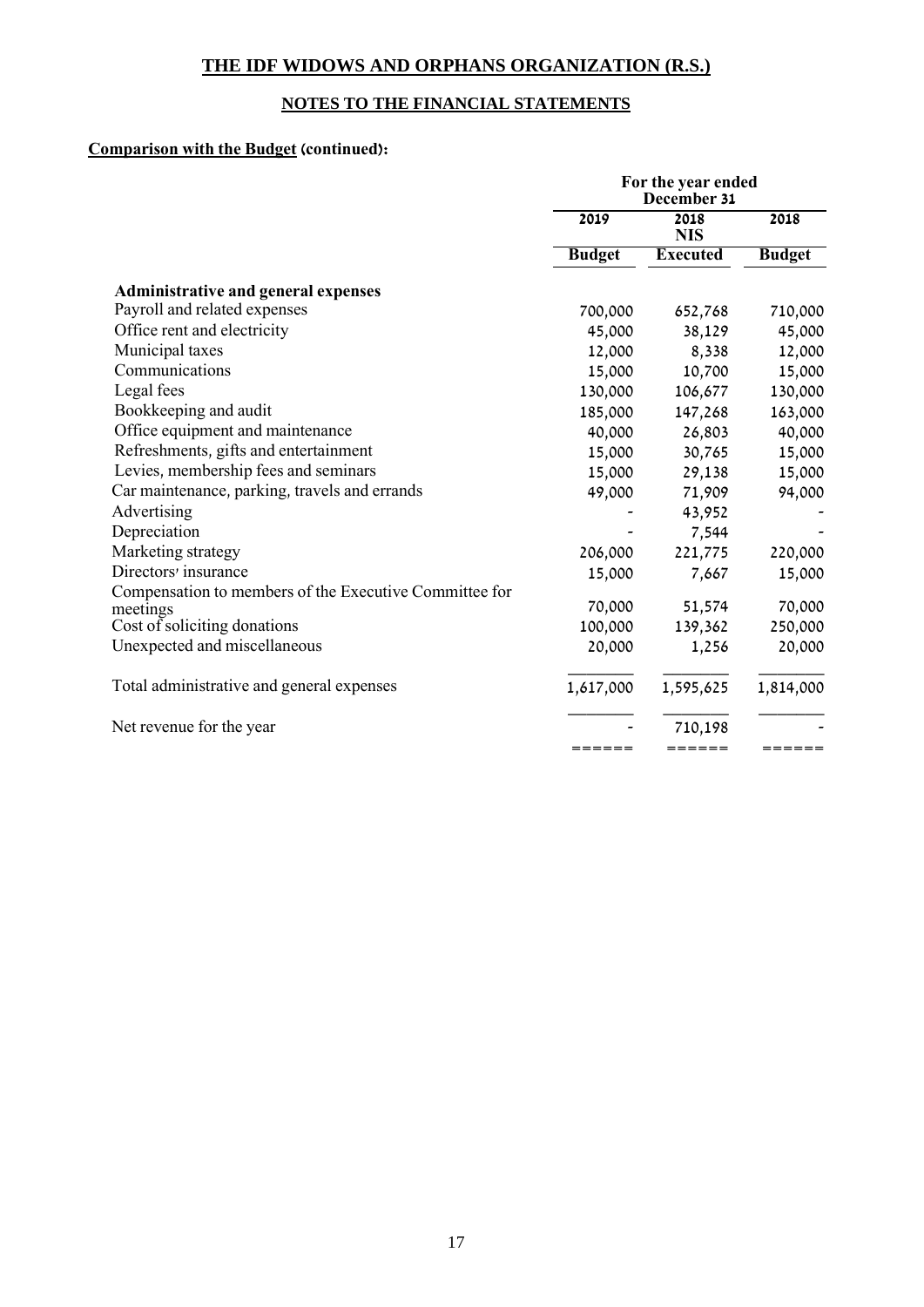# THE IDF WIDOWS AND ORPHANS ORGANIZATION (R.S.)

## NOTES TO THE FINANCIAL STATEMENTS

**Comparison with the Budget (continued):**

| | For the year ended December 31 | | |
|---|---|---|---|
| | 2019 | 2018 | 2018 |
| | | NIS | |
| | **Budget** | **Executed** | **Budget** |
| **Administrative and general expenses** | | | |
| Payroll and related expenses | 700,000 | 652,768 | 710,000 |
| Office rent and electricity | 45,000 | 38,129 | 45,000 |
| Municipal taxes | 12,000 | 8,338 | 12,000 |
| Communications | 15,000 | 10,700 | 15,000 |
| Legal fees | 130,000 | 106,677 | 130,000 |
| Bookkeeping and audit | 185,000 | 147,268 | 163,000 |
| Office equipment and maintenance | 40,000 | 26,803 | 40,000 |
| Refreshments, gifts and entertainment | 15,000 | 30,765 | 15,000 |
| Levies, membership fees and seminars | 15,000 | 29,138 | 15,000 |
| Car maintenance, parking, travels and errands | 49,000 | 71,909 | 94,000 |
| Advertising | - | 43,952 | - |
| Depreciation | - | 7,544 | - |
| Marketing strategy | 206,000 | 221,775 | 220,000 |
| Directors' insurance | 15,000 | 7,667 | 15,000 |
| Compensation to members of the Executive Committee for meetings | 70,000 | 51,574 | 70,000 |
| Cost of soliciting donations | 100,000 | 139,362 | 250,000 |
| Unexpected and miscellaneous | 20,000 | 1,256 | 20,000 |
| Total administrative and general expenses | 1,617,000 | 1,595,625 | 1,814,000 |
| Net revenue for the year | - | 710,198 | - |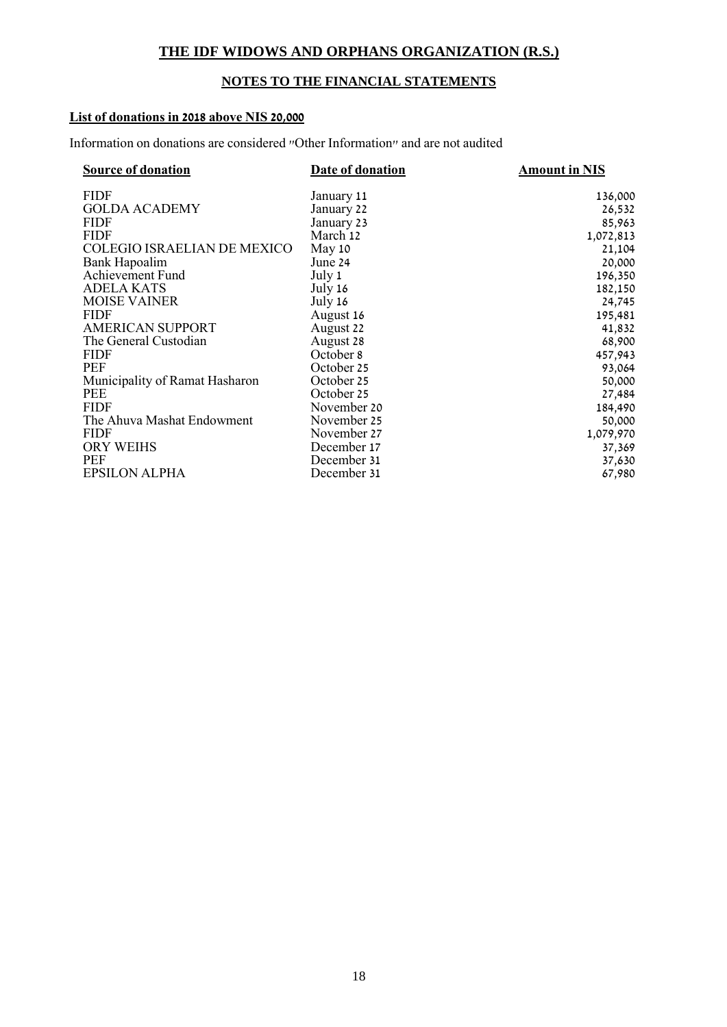# THE IDF WIDOWS AND ORPHANS ORGANIZATION (R.S.)

## NOTES TO THE FINANCIAL STATEMENTS

### List of donations in 2018 above NIS 20,000

Information on donations are considered "Other Information" and are not audited

| Source of donation | Date of donation | Amount in NIS |
|---|---|---|
| FIDF | January 11 | 136,000 |
| GOLDA ACADEMY | January 22 | 26,532 |
| FIDF | January 23 | 85,963 |
| FIDF | March 12 | 1,072,813 |
| COLEGIO ISRAELIAN DE MEXICO | May 10 | 21,104 |
| Bank Hapoalim | June 24 | 20,000 |
| Achievement Fund | July 1 | 196,350 |
| ADELA KATS | July 16 | 182,150 |
| MOISE VAINER | July 16 | 24,745 |
| FIDF | August 16 | 195,481 |
| AMERICAN SUPPORT | August 22 | 41,832 |
| The General Custodian | August 28 | 68,900 |
| FIDF | October 8 | 457,943 |
| PEF | October 25 | 93,064 |
| Municipality of Ramat Hasharon | October 25 | 50,000 |
| PEE | October 25 | 27,484 |
| FIDF | November 20 | 184,490 |
| The Ahuva Mashat Endowment | November 25 | 50,000 |
| FIDF | November 27 | 1,079,970 |
| ORY WEIHS | December 17 | 37,369 |
| PEF | December 31 | 37,630 |
| EPSILON ALPHA | December 31 | 67,980 |